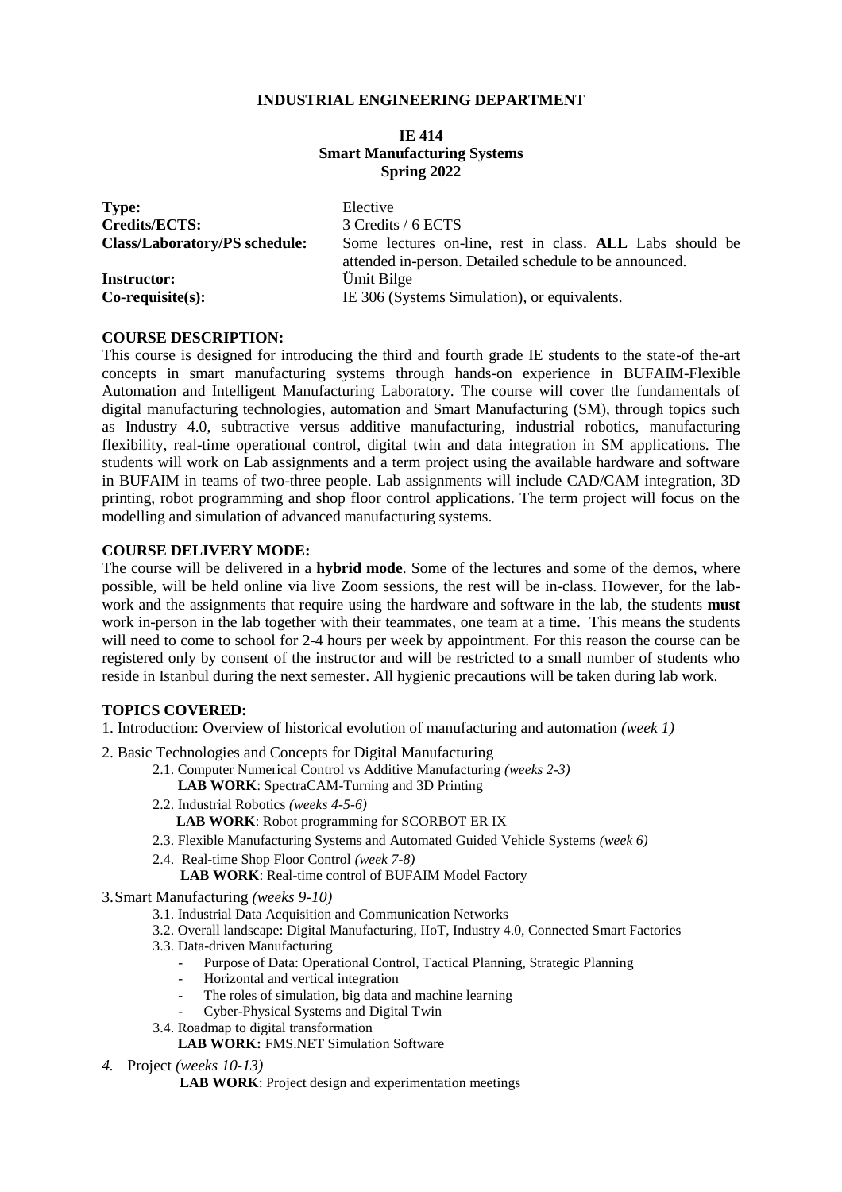# INDUSTRIAL ENGINEERING DEPARTMENT

## IE 414
## Smart Manufacturing Systems
## Spring 2022

| | |
|---|---|
| **Type:** | Elective |
| **Credits/ECTS:** | 3 Credits / 6 ECTS |
| **Class/Laboratory/PS schedule:** | Some lectures on-line, rest in class. **ALL** Labs should be attended in-person. Detailed schedule to be announced. |
| **Instructor:** | Ümit Bilge |
| **Co-requisite(s):** | IE 306 (Systems Simulation), or equivalents. |

**COURSE DESCRIPTION:**

This course is designed for introducing the third and fourth grade IE students to the state-of-the-art concepts in smart manufacturing systems through hands-on experience in BUFAIM-Flexible Automation and Intelligent Manufacturing Laboratory. The course will cover the fundamentals of digital manufacturing technologies, automation and Smart Manufacturing (SM), through topics such as Industry 4.0, subtractive versus additive manufacturing, industrial robotics, manufacturing flexibility, real-time operational control, digital twin and data integration in SM applications. The students will work on Lab assignments and a term project using the available hardware and software in BUFAIM in teams of two-three people. Lab assignments will include CAD/CAM integration, 3D printing, robot programming and shop floor control applications. The term project will focus on the modelling and simulation of advanced manufacturing systems.

**COURSE DELIVERY MODE:**

The course will be delivered in a **hybrid mode**. Some of the lectures and some of the demos, where possible, will be held online via live Zoom sessions, the rest will be in-class. However, for the lab-work and the assignments that require using the hardware and software in the lab, the students **must** work in-person in the lab together with their teammates, one team at a time. This means the students will need to come to school for 2-4 hours per week by appointment. For this reason the course can be registered only by consent of the instructor and will be restricted to a small number of students who reside in Istanbul during the next semester. All hygienic precautions will be taken during lab work.

**TOPICS COVERED:**

1. Introduction: Overview of historical evolution of manufacturing and automation *(week 1)*
2. Basic Technologies and Concepts for Digital Manufacturing
   - 2.1. Computer Numerical Control vs Additive Manufacturing *(weeks 2-3)*
     **LAB WORK**: SpectraCAM-Turning and 3D Printing
   - 2.2. Industrial Robotics *(weeks 4-5-6)*
     **LAB WORK**: Robot programming for SCORBOT ER IX
   - 2.3. Flexible Manufacturing Systems and Automated Guided Vehicle Systems *(week 6)*
   - 2.4. Real-time Shop Floor Control *(week 7-8)*
     **LAB WORK**: Real-time control of BUFAIM Model Factory
3. Smart Manufacturing *(weeks 9-10)*
   - 3.1. Industrial Data Acquisition and Communication Networks
   - 3.2. Overall landscape: Digital Manufacturing, IIoT, Industry 4.0, Connected Smart Factories
   - 3.3. Data-driven Manufacturing
     - Purpose of Data: Operational Control, Tactical Planning, Strategic Planning
     - Horizontal and vertical integration
     - The roles of simulation, big data and machine learning
     - Cyber-Physical Systems and Digital Twin
   - 3.4. Roadmap to digital transformation
     **LAB WORK:** FMS.NET Simulation Software
4. Project *(weeks 10-13)*
   **LAB WORK**: Project design and experimentation meetings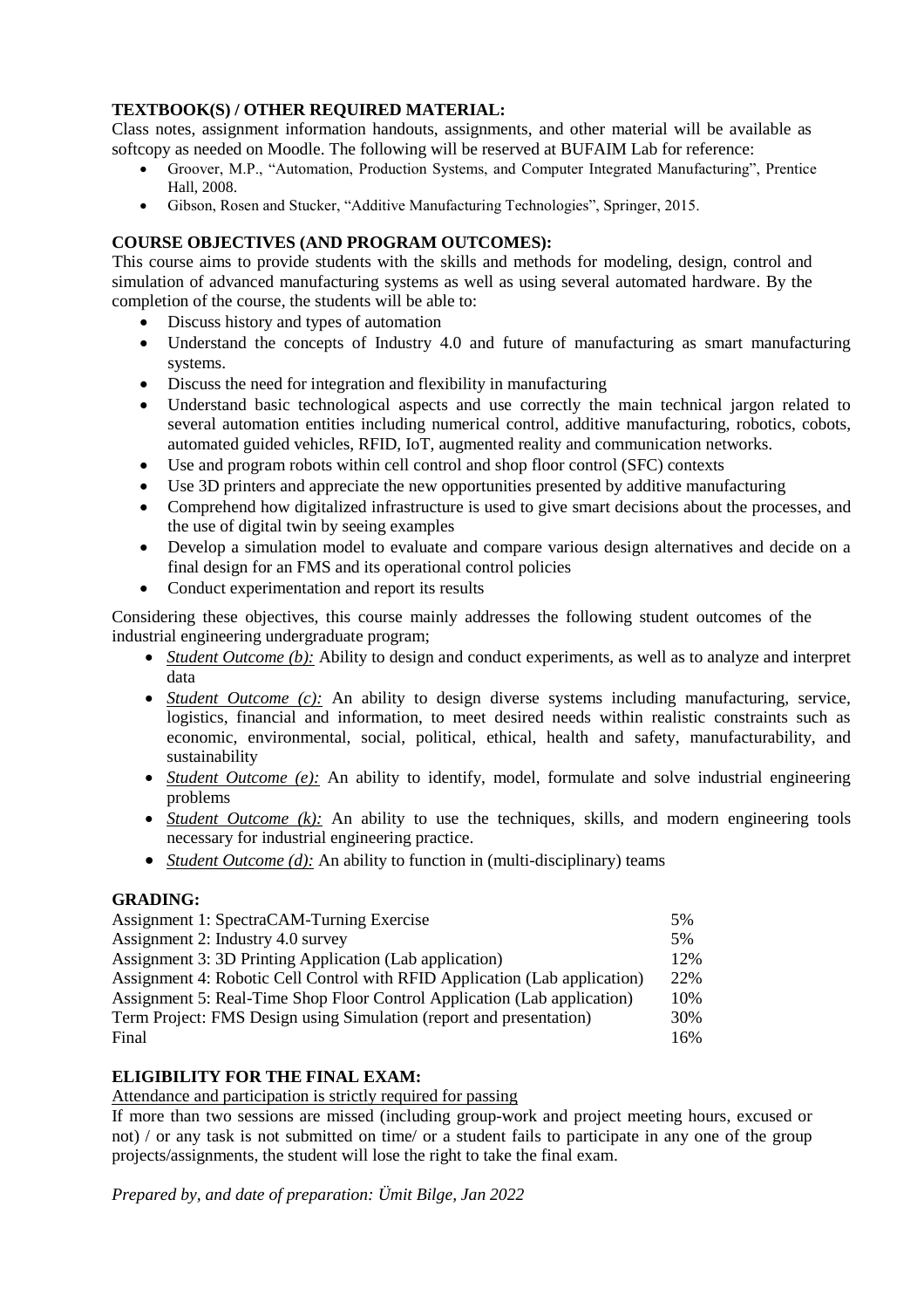**TEXTBOOK(S) / OTHER REQUIRED MATERIAL:**

Class notes, assignment information handouts, assignments, and other material will be available as softcopy as needed on Moodle. The following will be reserved at BUFAIM Lab for reference:

- Groover, M.P., "Automation, Production Systems, and Computer Integrated Manufacturing", Prentice Hall, 2008.
- Gibson, Rosen and Stucker, "Additive Manufacturing Technologies", Springer, 2015.

**COURSE OBJECTIVES (AND PROGRAM OUTCOMES):**

This course aims to provide students with the skills and methods for modeling, design, control and simulation of advanced manufacturing systems as well as using several automated hardware. By the completion of the course, the students will be able to:

- Discuss history and types of automation
- Understand the concepts of Industry 4.0 and future of manufacturing as smart manufacturing systems.
- Discuss the need for integration and flexibility in manufacturing
- Understand basic technological aspects and use correctly the main technical jargon related to several automation entities including numerical control, additive manufacturing, robotics, cobots, automated guided vehicles, RFID, IoT, augmented reality and communication networks.
- Use and program robots within cell control and shop floor control (SFC) contexts
- Use 3D printers and appreciate the new opportunities presented by additive manufacturing
- Comprehend how digitalized infrastructure is used to give smart decisions about the processes, and the use of digital twin by seeing examples
- Develop a simulation model to evaluate and compare various design alternatives and decide on a final design for an FMS and its operational control policies
- Conduct experimentation and report its results

Considering these objectives, this course mainly addresses the following student outcomes of the industrial engineering undergraduate program;

- *Student Outcome (b):* Ability to design and conduct experiments, as well as to analyze and interpret data
- *Student Outcome (c):* An ability to design diverse systems including manufacturing, service, logistics, financial and information, to meet desired needs within realistic constraints such as economic, environmental, social, political, ethical, health and safety, manufacturability, and sustainability
- *Student Outcome (e):* An ability to identify, model, formulate and solve industrial engineering problems
- *Student Outcome (k):* An ability to use the techniques, skills, and modern engineering tools necessary for industrial engineering practice.
- *Student Outcome (d):* An ability to function in (multi-disciplinary) teams

**GRADING:**

| | |
|---|---|
| Assignment 1: SpectraCAM-Turning Exercise | 5% |
| Assignment 2: Industry 4.0 survey | 5% |
| Assignment 3: 3D Printing Application (Lab application) | 12% |
| Assignment 4: Robotic Cell Control with RFID Application (Lab application) | 22% |
| Assignment 5: Real-Time Shop Floor Control Application (Lab application) | 10% |
| Term Project: FMS Design using Simulation (report and presentation) | 30% |
| Final | 16% |

**ELIGIBILITY FOR THE FINAL EXAM:**

Attendance and participation is strictly required for passing

If more than two sessions are missed (including group-work and project meeting hours, excused or not) / or any task is not submitted on time/ or a student fails to participate in any one of the group projects/assignments, the student will lose the right to take the final exam.

*Prepared by, and date of preparation: Ümit Bilge, Jan 2022*